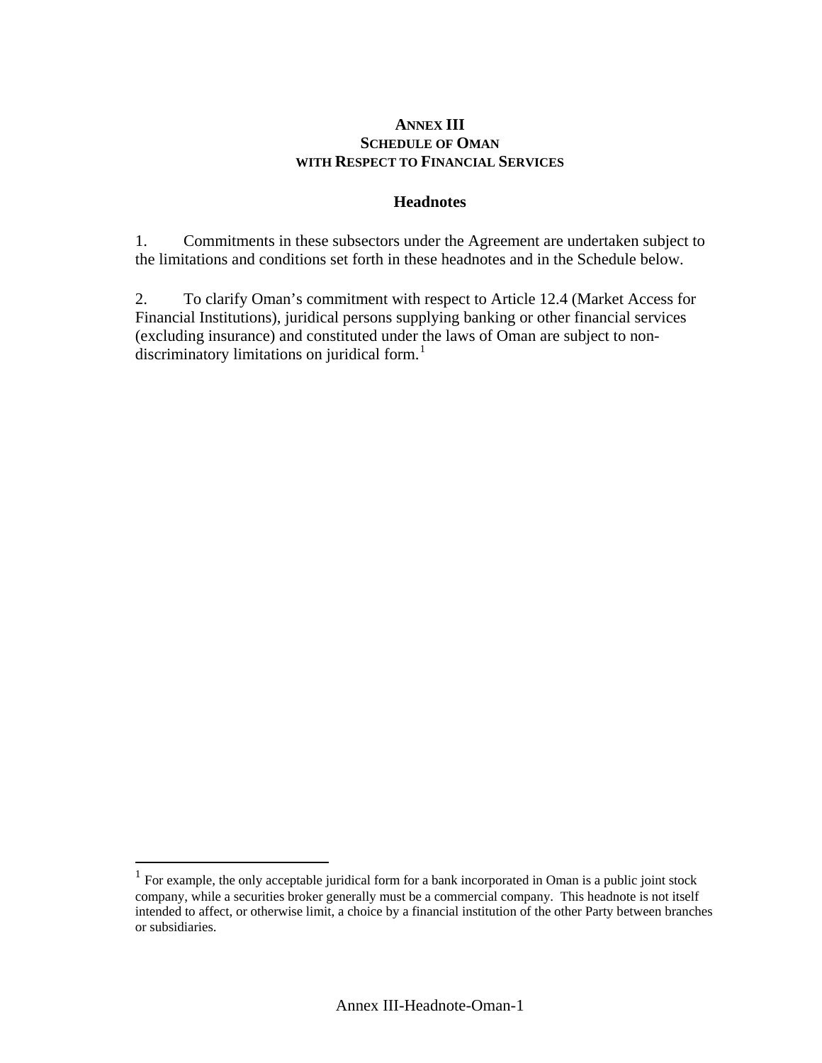# ANNEX III
# SCHEDULE OF OMAN
# WITH RESPECT TO FINANCIAL SERVICES

## Headnotes

1. Commitments in these subsectors under the Agreement are undertaken subject to the limitations and conditions set forth in these headnotes and in the Schedule below.

2. To clarify Oman's commitment with respect to Article 12.4 (Market Access for Financial Institutions), juridical persons supplying banking or other financial services (excluding insurance) and constituted under the laws of Oman are subject to non-discriminatory limitations on juridical form.[1]

---

[1] For example, the only acceptable juridical form for a bank incorporated in Oman is a public joint stock company, while a securities broker generally must be a commercial company. This headnote is not itself intended to affect, or otherwise limit, a choice by a financial institution of the other Party between branches or subsidiaries.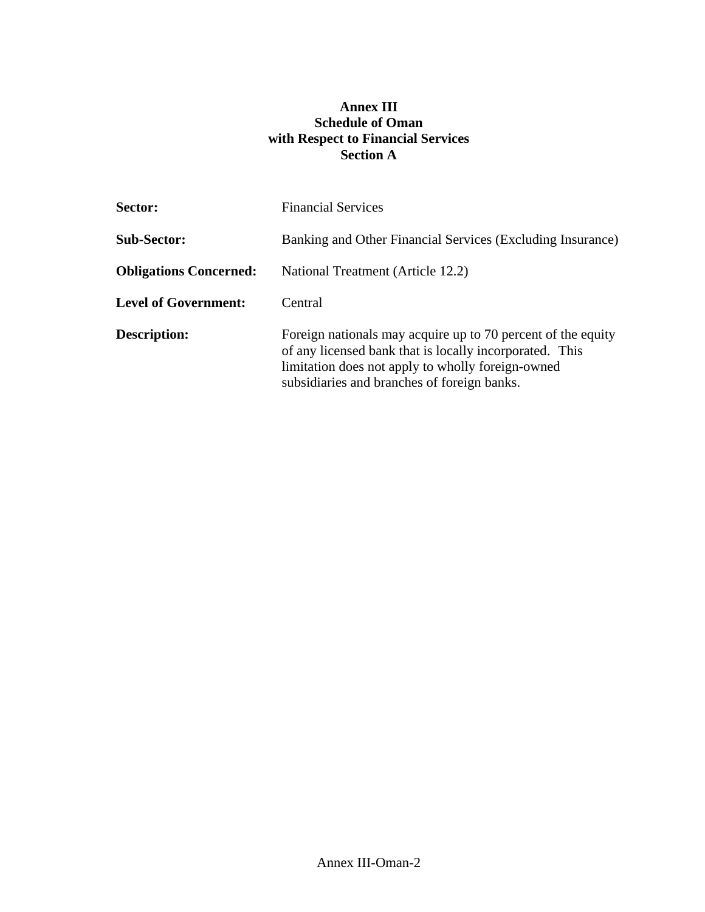# Annex III
# Schedule of Oman
# with Respect to Financial Services
## Section A

**Sector:** Financial Services

**Sub-Sector:** Banking and Other Financial Services (Excluding Insurance)

**Obligations Concerned:** National Treatment (Article 12.2)

**Level of Government:** Central

**Description:** Foreign nationals may acquire up to 70 percent of the equity of any licensed bank that is locally incorporated. This limitation does not apply to wholly foreign-owned subsidiaries and branches of foreign banks.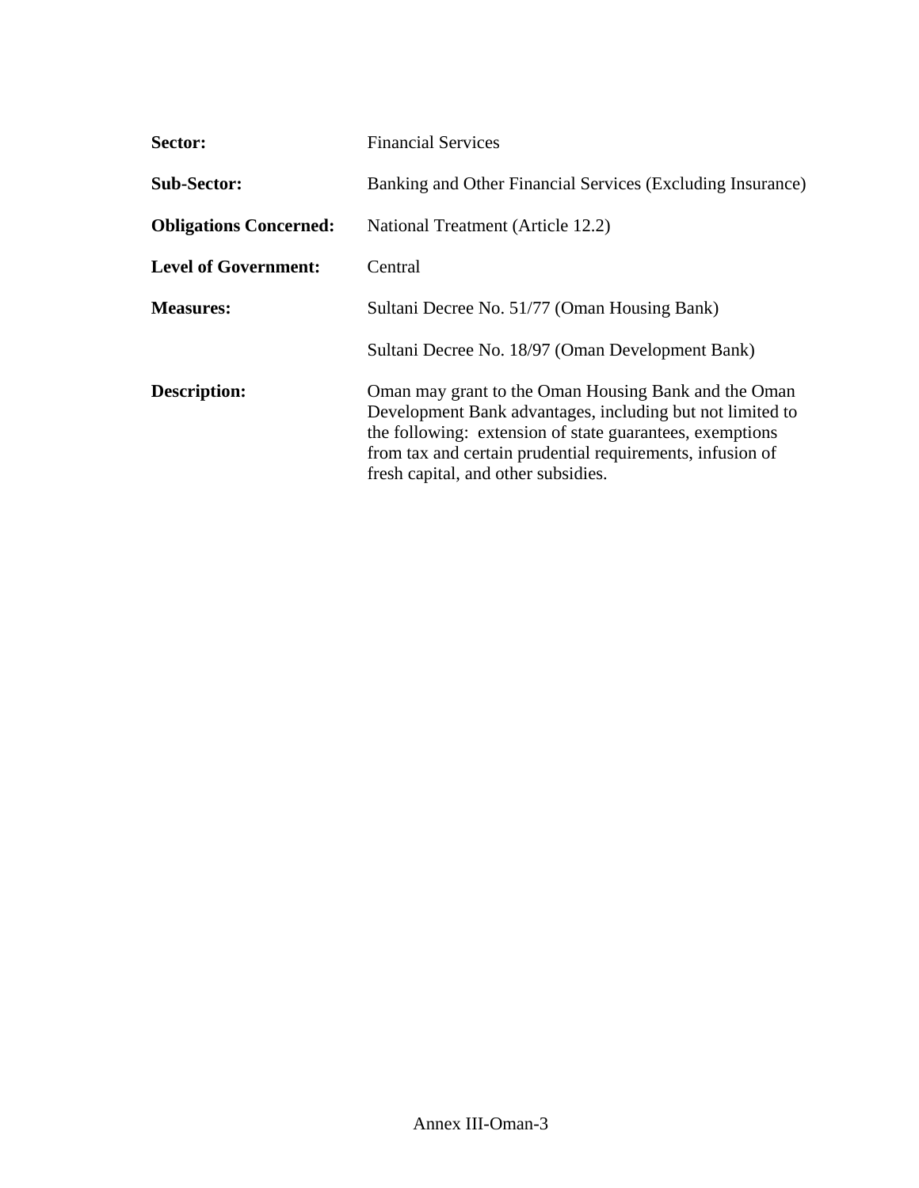| | |
|---|---|
| **Sector:** | Financial Services |
| **Sub-Sector:** | Banking and Other Financial Services (Excluding Insurance) |
| **Obligations Concerned:** | National Treatment (Article 12.2) |
| **Level of Government:** | Central |
| **Measures:** | Sultani Decree No. 51/77 (Oman Housing Bank) |
| | Sultani Decree No. 18/97 (Oman Development Bank) |
| **Description:** | Oman may grant to the Oman Housing Bank and the Oman Development Bank advantages, including but not limited to the following: extension of state guarantees, exemptions from tax and certain prudential requirements, infusion of fresh capital, and other subsidies. |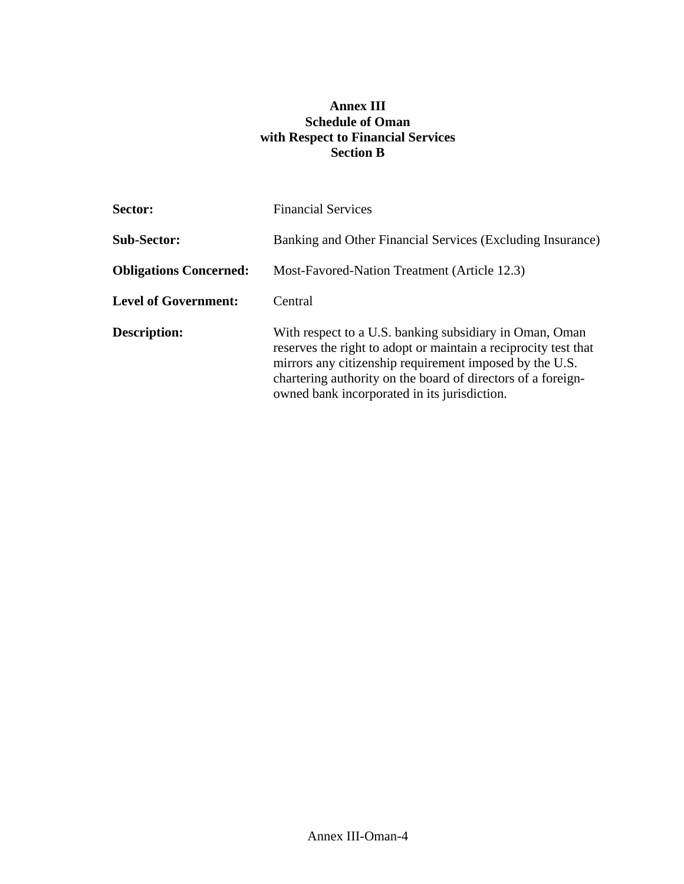**Annex III**
**Schedule of Oman**
**with Respect to Financial Services**
**Section B**

**Sector:** Financial Services

**Sub-Sector:** Banking and Other Financial Services (Excluding Insurance)

**Obligations Concerned:** Most-Favored-Nation Treatment (Article 12.3)

**Level of Government:** Central

**Description:** With respect to a U.S. banking subsidiary in Oman, Oman reserves the right to adopt or maintain a reciprocity test that mirrors any citizenship requirement imposed by the U.S. chartering authority on the board of directors of a foreign-owned bank incorporated in its jurisdiction.